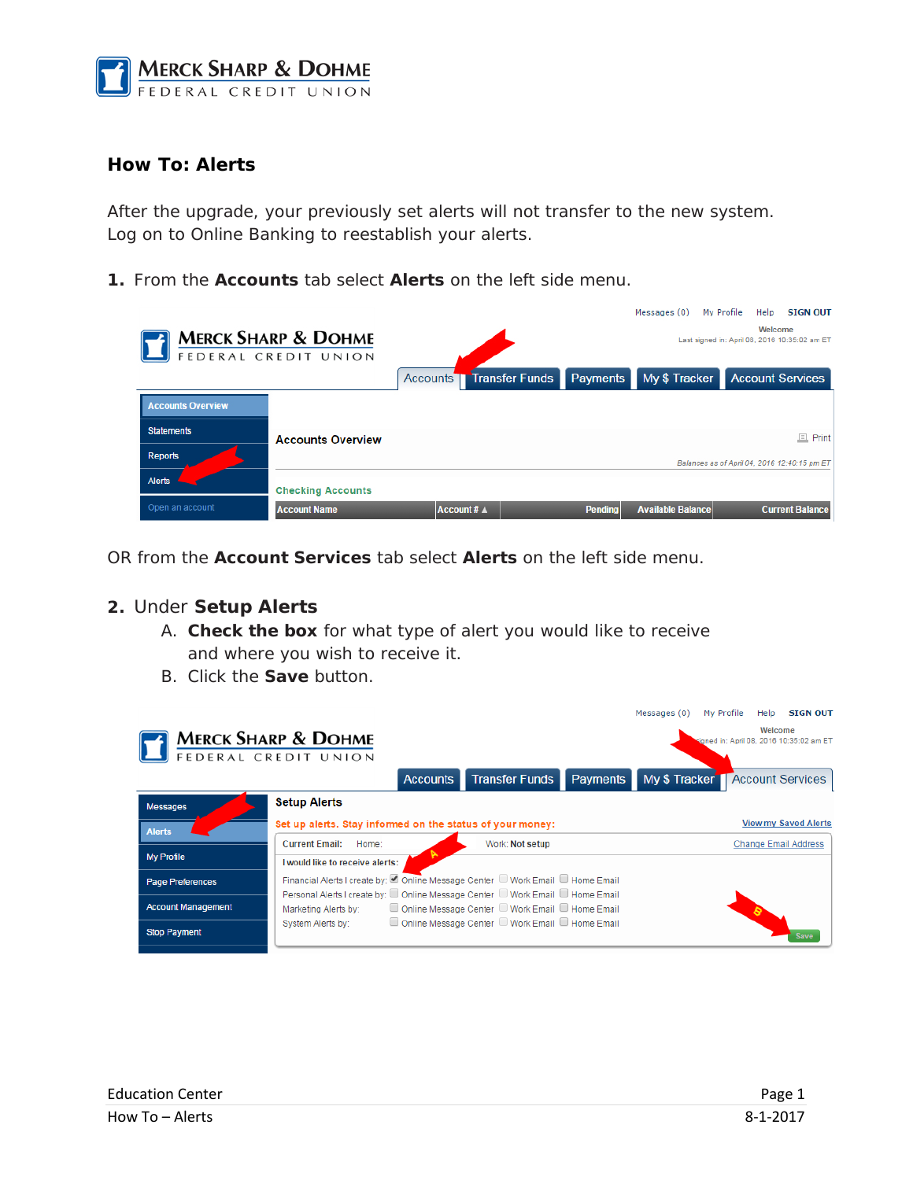# How To: Alerts

After the upgrade, your previously set alerts will not transfer to the new system. Log on to Online Banking to reestablish your alerts.

1. From the **Accounts** tab select **Alerts** on the left side menu.

OR from the **Account Services** tab select **Alerts** on the left side menu.

2. Under **Setup Alerts**
   A. **Check the box** for what type of alert you would like to receive and where you wish to receive it.
   B. Click the **Save** button.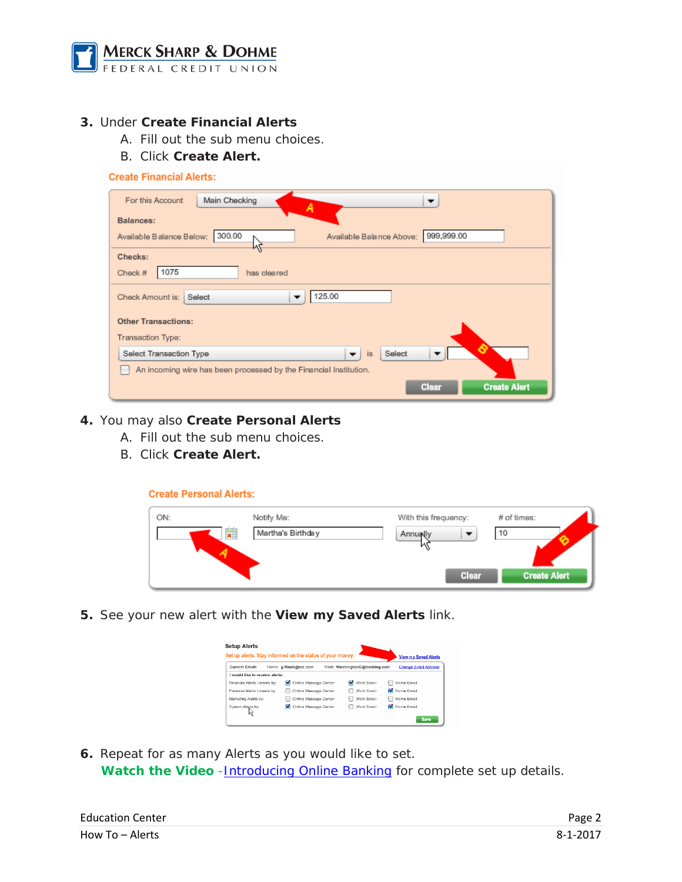3. Under **Create Financial Alerts**
   A. Fill out the sub menu choices.
   B. Click **Create Alert.**

4. You may also **Create Personal Alerts**
   A. Fill out the sub menu choices.
   B. Click **Create Alert.**

5. See your new alert with the **View my Saved Alerts** link.

6. Repeat for as many Alerts as you would like to set.
   **Watch the Video** - Introducing Online Banking for complete set up details.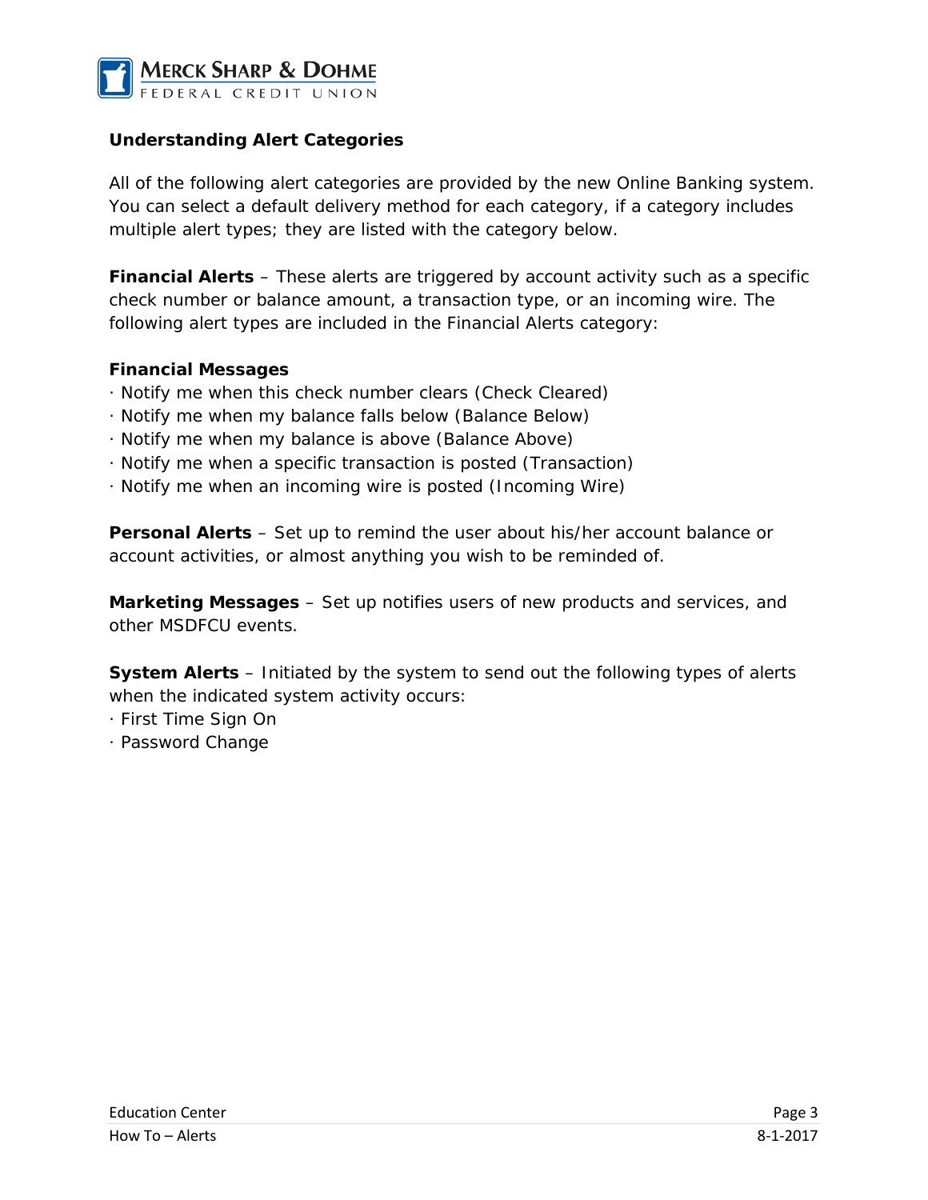## Understanding Alert Categories

All of the following alert categories are provided by the new Online Banking system. You can select a default delivery method for each category, if a category includes multiple alert types; they are listed with the category below.

**Financial Alerts** – These alerts are triggered by account activity such as a specific check number or balance amount, a transaction type, or an incoming wire. The following alert types are included in the Financial Alerts category:

**Financial Messages**

- Notify me when this check number clears (Check Cleared)
- Notify me when my balance falls below (Balance Below)
- Notify me when my balance is above (Balance Above)
- Notify me when a specific transaction is posted (Transaction)
- Notify me when an incoming wire is posted (Incoming Wire)

**Personal Alerts** – Set up to remind the user about his/her account balance or account activities, or almost anything you wish to be reminded of.

**Marketing Messages** – Set up notifies users of new products and services, and other MSDFCU events.

**System Alerts** – Initiated by the system to send out the following types of alerts when the indicated system activity occurs:

- First Time Sign On
- Password Change